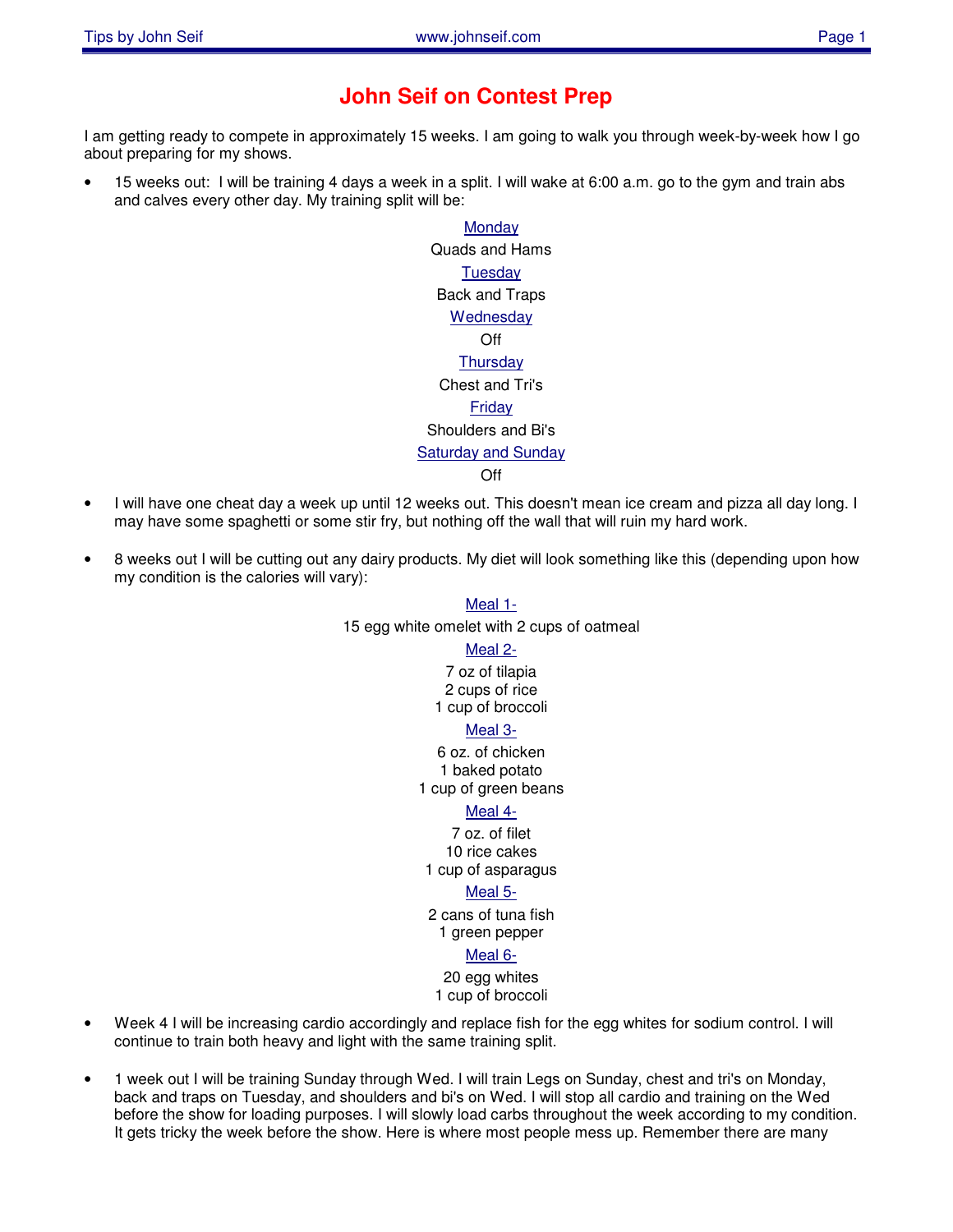# John Seif on Contest Prep

I am getting ready to compete in approximately 15 weeks. I am going to walk you through week-by-week how I go about preparing for my shows.

- 15 weeks out: I will be training 4 days a week in a split. I will wake at 6:00 a.m. go to the gym and train abs and calves every other day. My training split will be:

  <u>Monday</u>
  Quads and Hams
  <u>Tuesday</u>
  Back and Traps
  <u>Wednesday</u>
  Off
  <u>Thursday</u>
  Chest and Tri's
  <u>Friday</u>
  Shoulders and Bi's
  <u>Saturday and Sunday</u>
  Off

- I will have one cheat day a week up until 12 weeks out. This doesn't mean ice cream and pizza all day long. I may have some spaghetti or some stir fry, but nothing off the wall that will ruin my hard work.

- 8 weeks out I will be cutting out any dairy products. My diet will look something like this (depending upon how my condition is the calories will vary):

  <u>Meal 1-</u>
  15 egg white omelet with 2 cups of oatmeal
  <u>Meal 2-</u>
  7 oz of tilapia
  2 cups of rice
  1 cup of broccoli
  <u>Meal 3-</u>
  6 oz. of chicken
  1 baked potato
  1 cup of green beans
  <u>Meal 4-</u>
  7 oz. of filet
  10 rice cakes
  1 cup of asparagus
  <u>Meal 5-</u>
  2 cans of tuna fish
  1 green pepper
  <u>Meal 6-</u>
  20 egg whites
  1 cup of broccoli

- Week 4 I will be increasing cardio accordingly and replace fish for the egg whites for sodium control. I will continue to train both heavy and light with the same training split.

- 1 week out I will be training Sunday through Wed. I will train Legs on Sunday, chest and tri's on Monday, back and traps on Tuesday, and shoulders and bi's on Wed. I will stop all cardio and training on the Wed before the show for loading purposes. I will slowly load carbs throughout the week according to my condition. It gets tricky the week before the show. Here is where most people mess up. Remember there are many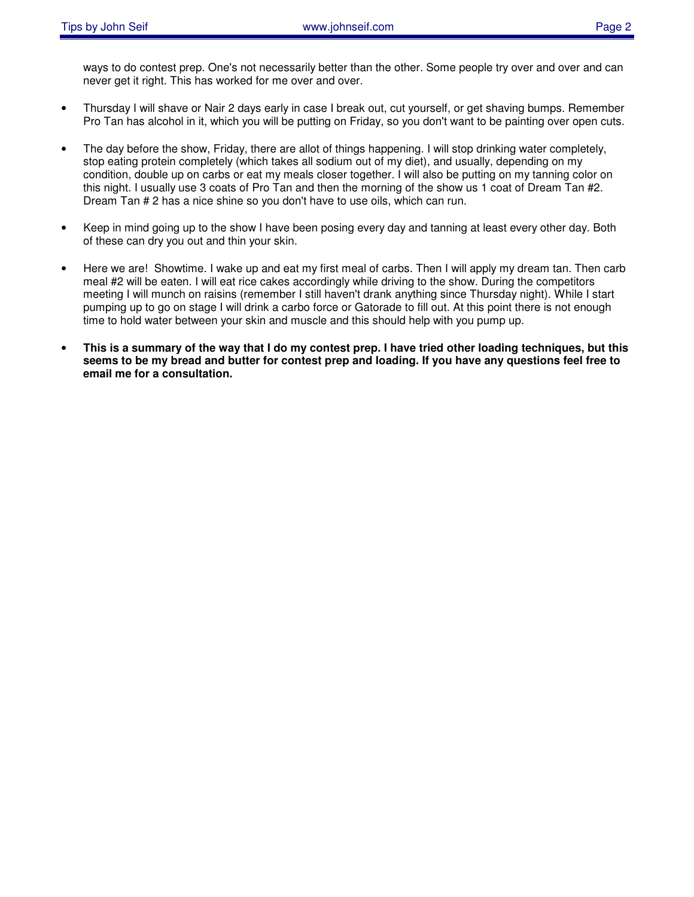ways to do contest prep. One's not necessarily better than the other. Some people try over and over and can never get it right. This has worked for me over and over.

- Thursday I will shave or Nair 2 days early in case I break out, cut yourself, or get shaving bumps. Remember Pro Tan has alcohol in it, which you will be putting on Friday, so you don't want to be painting over open cuts.

- The day before the show, Friday, there are allot of things happening. I will stop drinking water completely, stop eating protein completely (which takes all sodium out of my diet), and usually, depending on my condition, double up on carbs or eat my meals closer together. I will also be putting on my tanning color on this night. I usually use 3 coats of Pro Tan and then the morning of the show us 1 coat of Dream Tan #2. Dream Tan # 2 has a nice shine so you don't have to use oils, which can run.

- Keep in mind going up to the show I have been posing every day and tanning at least every other day. Both of these can dry you out and thin your skin.

- Here we are! Showtime. I wake up and eat my first meal of carbs. Then I will apply my dream tan. Then carb meal #2 will be eaten. I will eat rice cakes accordingly while driving to the show. During the competitors meeting I will munch on raisins (remember I still haven't drank anything since Thursday night). While I start pumping up to go on stage I will drink a carbo force or Gatorade to fill out. At this point there is not enough time to hold water between your skin and muscle and this should help with you pump up.

- **This is a summary of the way that I do my contest prep. I have tried other loading techniques, but this seems to be my bread and butter for contest prep and loading. If you have any questions feel free to email me for a consultation.**